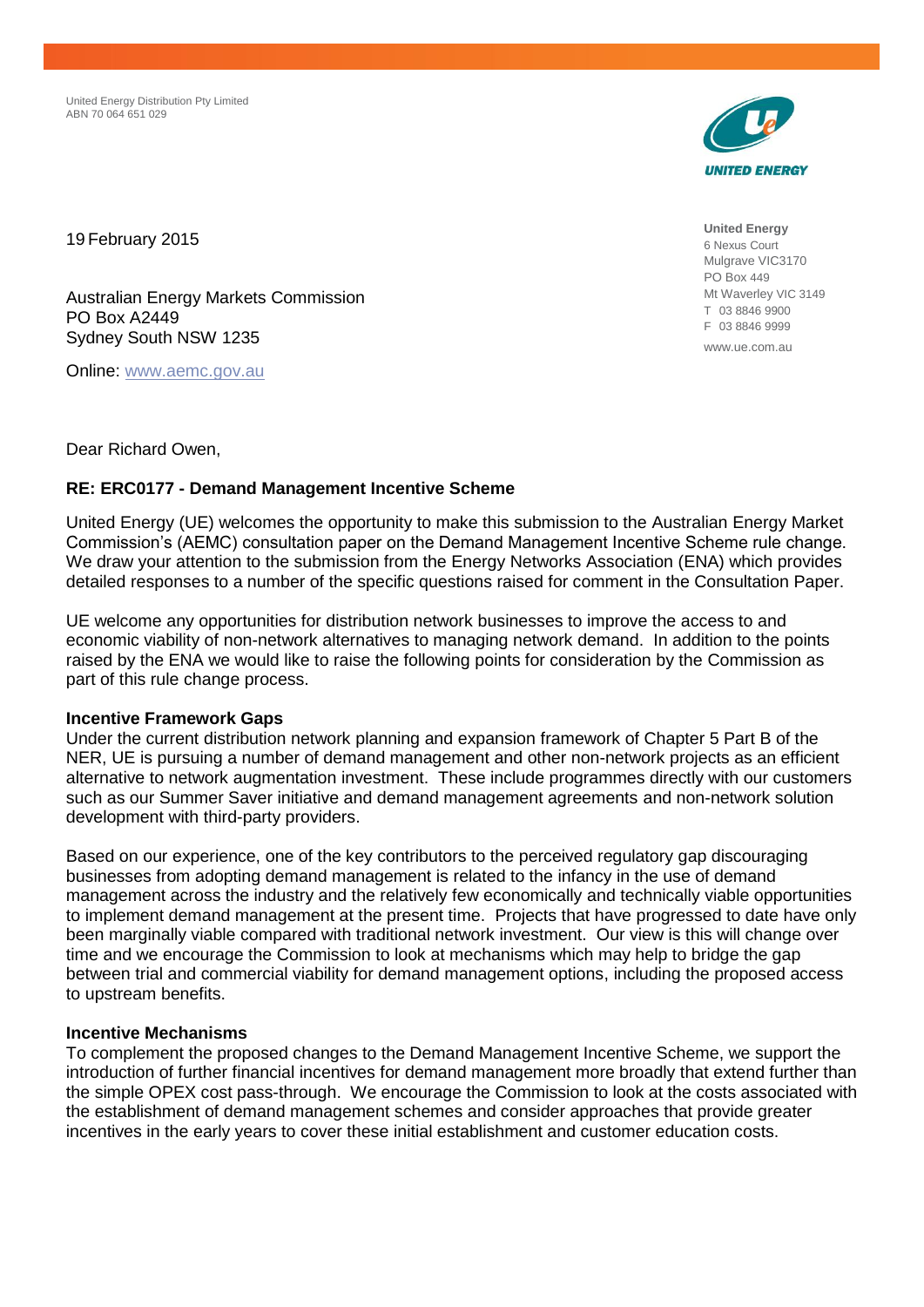United Energy Distribution Pty Limited
ABN 70 064 651 029

**United Energy**
6 Nexus Court
Mulgrave VIC3170
PO Box 449
Mt Waverley VIC 3149
T 03 8846 9900
F 03 8846 9999
www.ue.com.au

19 February 2015

Australian Energy Markets Commission
PO Box A2449
Sydney South NSW 1235

Online: www.aemc.gov.au

Dear Richard Owen,

**RE: ERC0177 - Demand Management Incentive Scheme**

United Energy (UE) welcomes the opportunity to make this submission to the Australian Energy Market Commission's (AEMC) consultation paper on the Demand Management Incentive Scheme rule change. We draw your attention to the submission from the Energy Networks Association (ENA) which provides detailed responses to a number of the specific questions raised for comment in the Consultation Paper.

UE welcome any opportunities for distribution network businesses to improve the access to and economic viability of non-network alternatives to managing network demand. In addition to the points raised by the ENA we would like to raise the following points for consideration by the Commission as part of this rule change process.

**Incentive Framework Gaps**

Under the current distribution network planning and expansion framework of Chapter 5 Part B of the NER, UE is pursuing a number of demand management and other non-network projects as an efficient alternative to network augmentation investment. These include programmes directly with our customers such as our Summer Saver initiative and demand management agreements and non-network solution development with third-party providers.

Based on our experience, one of the key contributors to the perceived regulatory gap discouraging businesses from adopting demand management is related to the infancy in the use of demand management across the industry and the relatively few economically and technically viable opportunities to implement demand management at the present time. Projects that have progressed to date have only been marginally viable compared with traditional network investment. Our view is this will change over time and we encourage the Commission to look at mechanisms which may help to bridge the gap between trial and commercial viability for demand management options, including the proposed access to upstream benefits.

**Incentive Mechanisms**

To complement the proposed changes to the Demand Management Incentive Scheme, we support the introduction of further financial incentives for demand management more broadly that extend further than the simple OPEX cost pass-through. We encourage the Commission to look at the costs associated with the establishment of demand management schemes and consider approaches that provide greater incentives in the early years to cover these initial establishment and customer education costs.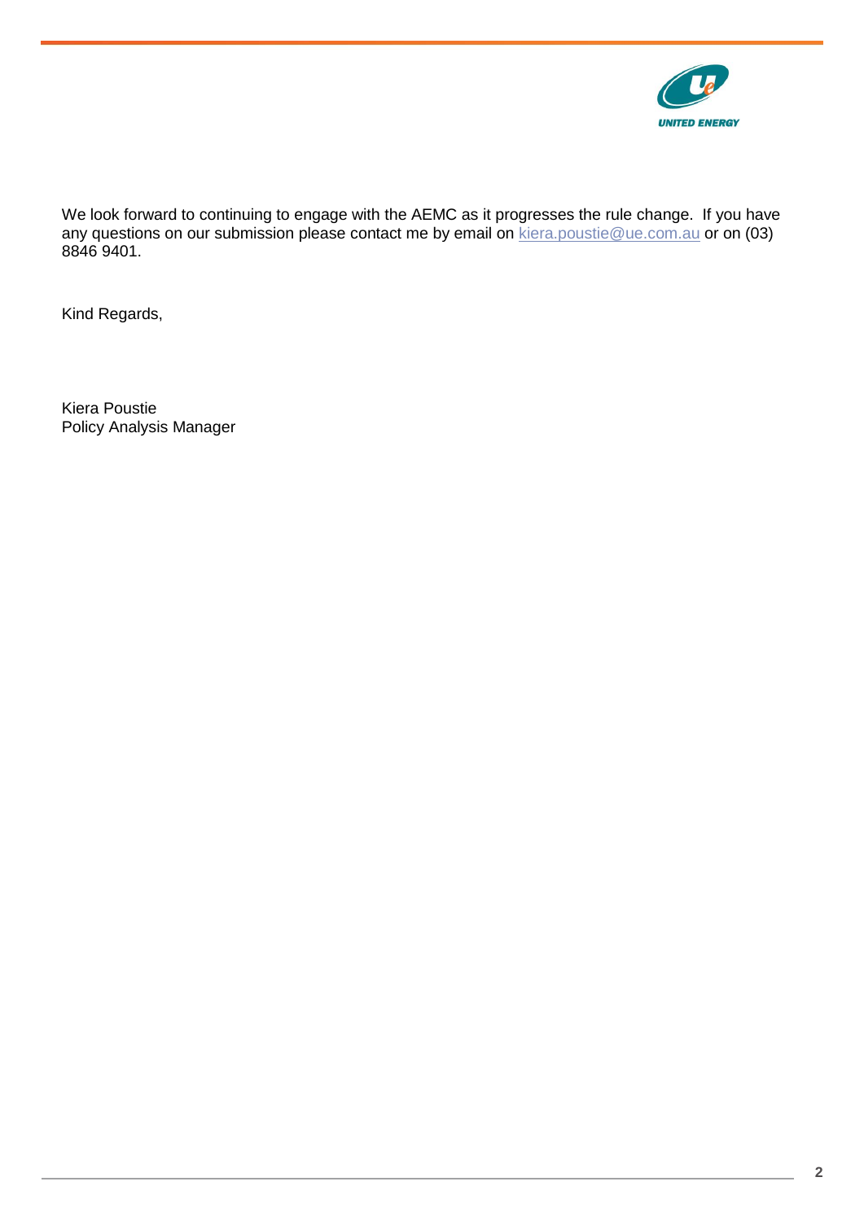We look forward to continuing to engage with the AEMC as it progresses the rule change. If you have any questions on our submission please contact me by email on kiera.poustie@ue.com.au or on (03) 8846 9401.

Kind Regards,

Kiera Poustie
Policy Analysis Manager